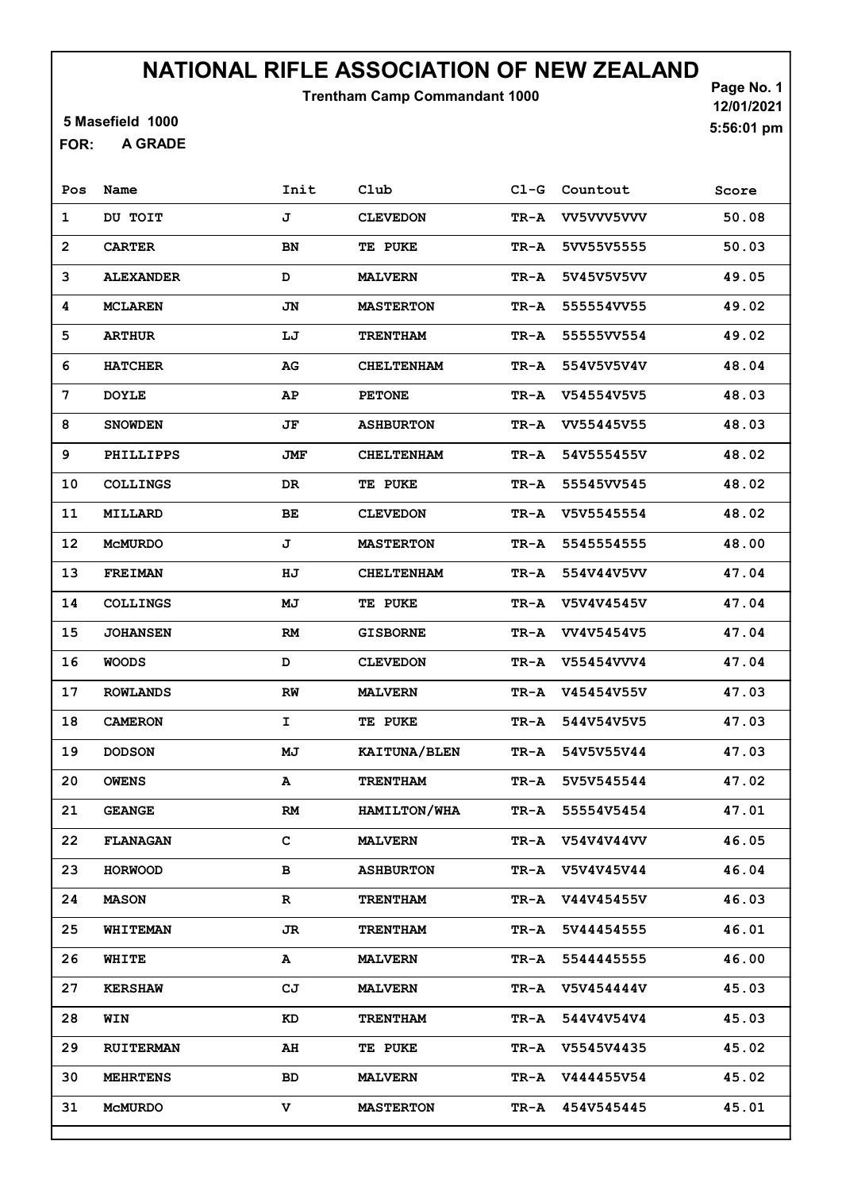# NATIONAL RIFLE ASSOCIATION OF NEW ZEALAND

**Trentham Camp Commandant 1000**

Page No. 1
12/01/2021
5:56:01 pm

5 Masefield 1000

FOR: A GRADE

| Pos | Name | Init | Club | Cl-G | Countout | Score |
|---|---|---|---|---|---|---|
| 1 | DU TOIT | J | CLEVEDON | TR-A | VV5VVV5VVV | 50.08 |
| 2 | CARTER | BN | TE PUKE | TR-A | 5VV55V5555 | 50.03 |
| 3 | ALEXANDER | D | MALVERN | TR-A | 5V45V5V5VV | 49.05 |
| 4 | MCLAREN | JN | MASTERTON | TR-A | 555554VV55 | 49.02 |
| 5 | ARTHUR | LJ | TRENTHAM | TR-A | 55555VV554 | 49.02 |
| 6 | HATCHER | AG | CHELTENHAM | TR-A | 554V5V5V4V | 48.04 |
| 7 | DOYLE | AP | PETONE | TR-A | V54554V5V5 | 48.03 |
| 8 | SNOWDEN | JF | ASHBURTON | TR-A | VV55445V55 | 48.03 |
| 9 | PHILLIPPS | JMF | CHELTENHAM | TR-A | 54V555455V | 48.02 |
| 10 | COLLINGS | DR | TE PUKE | TR-A | 55545VV545 | 48.02 |
| 11 | MILLARD | BE | CLEVEDON | TR-A | V5V5545554 | 48.02 |
| 12 | McMURDO | J | MASTERTON | TR-A | 5545554555 | 48.00 |
| 13 | FREIMAN | HJ | CHELTENHAM | TR-A | 554V44V5VV | 47.04 |
| 14 | COLLINGS | MJ | TE PUKE | TR-A | V5V4V4545V | 47.04 |
| 15 | JOHANSEN | RM | GISBORNE | TR-A | VV4V5454V5 | 47.04 |
| 16 | WOODS | D | CLEVEDON | TR-A | V55454VVV4 | 47.04 |
| 17 | ROWLANDS | RW | MALVERN | TR-A | V45454V55V | 47.03 |
| 18 | CAMERON | I | TE PUKE | TR-A | 544V54V5V5 | 47.03 |
| 19 | DODSON | MJ | KAITUNA/BLEN | TR-A | 54V5V55V44 | 47.03 |
| 20 | OWENS | A | TRENTHAM | TR-A | 5V5V545544 | 47.02 |
| 21 | GEANGE | RM | HAMILTON/WHA | TR-A | 55554V5454 | 47.01 |
| 22 | FLANAGAN | C | MALVERN | TR-A | V54V4V44VV | 46.05 |
| 23 | HORWOOD | B | ASHBURTON | TR-A | V5V4V45V44 | 46.04 |
| 24 | MASON | R | TRENTHAM | TR-A | V44V45455V | 46.03 |
| 25 | WHITEMAN | JR | TRENTHAM | TR-A | 5V44454555 | 46.01 |
| 26 | WHITE | A | MALVERN | TR-A | 5544445555 | 46.00 |
| 27 | KERSHAW | CJ | MALVERN | TR-A | V5V454444V | 45.03 |
| 28 | WIN | KD | TRENTHAM | TR-A | 544V4V54V4 | 45.03 |
| 29 | RUITERMAN | AH | TE PUKE | TR-A | V5545V4435 | 45.02 |
| 30 | MEHRTENS | BD | MALVERN | TR-A | V444455V54 | 45.02 |
| 31 | McMURDO | V | MASTERTON | TR-A | 454V545445 | 45.01 |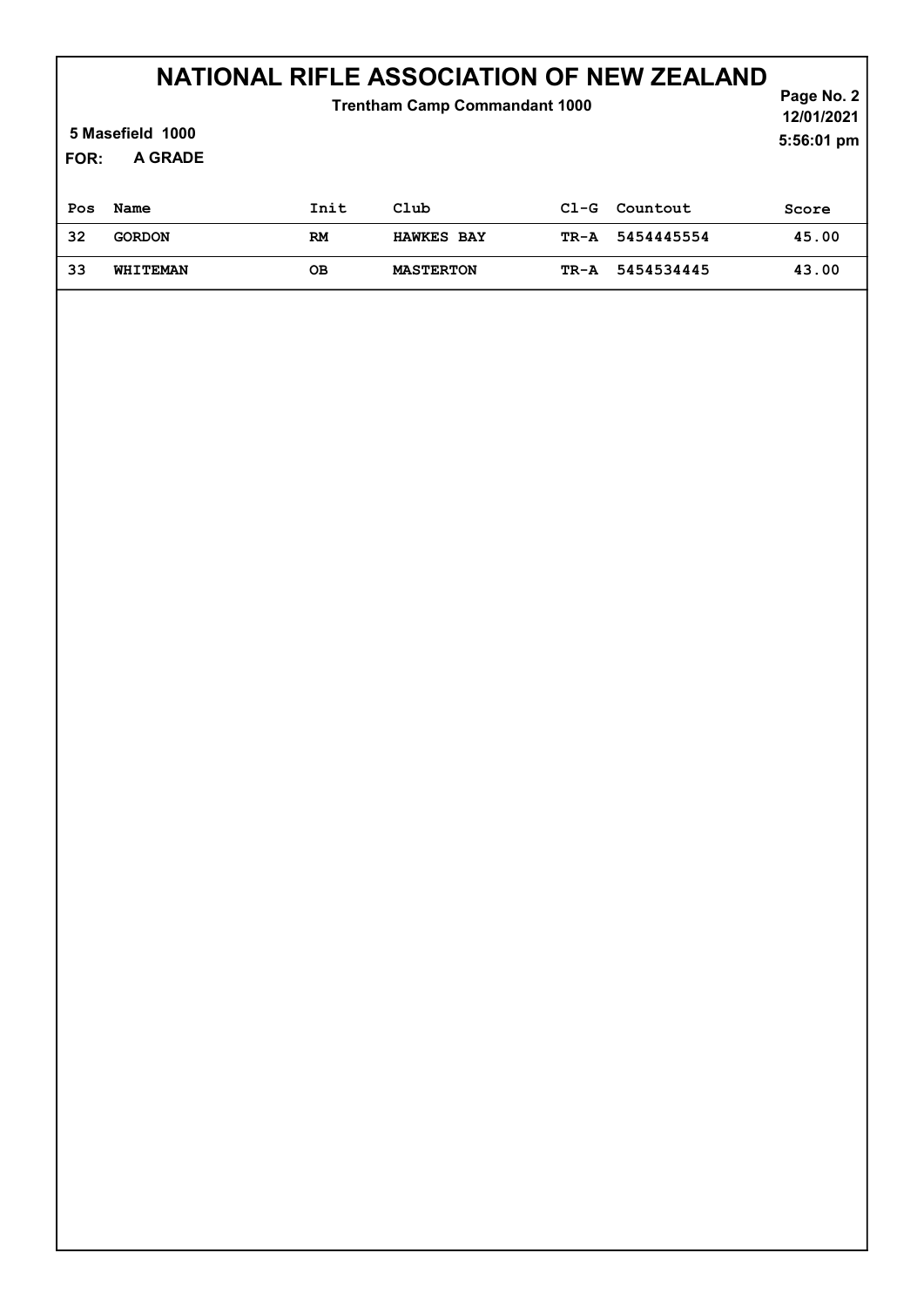# NATIONAL RIFLE ASSOCIATION OF NEW ZEALAND

**Trentham Camp Commandant 1000**

12/01/2021

5:56:01 pm

**5 Masefield 1000**

**FOR: A GRADE**

| Pos | Name | Init | Club | Cl-G | Countout | Score |
|---|---|---|---|---|---|---|
| 32 | GORDON | RM | HAWKES BAY | TR-A | 5454445554 | 45.00 |
| 33 | WHITEMAN | OB | MASTERTON | TR-A | 5454534445 | 43.00 |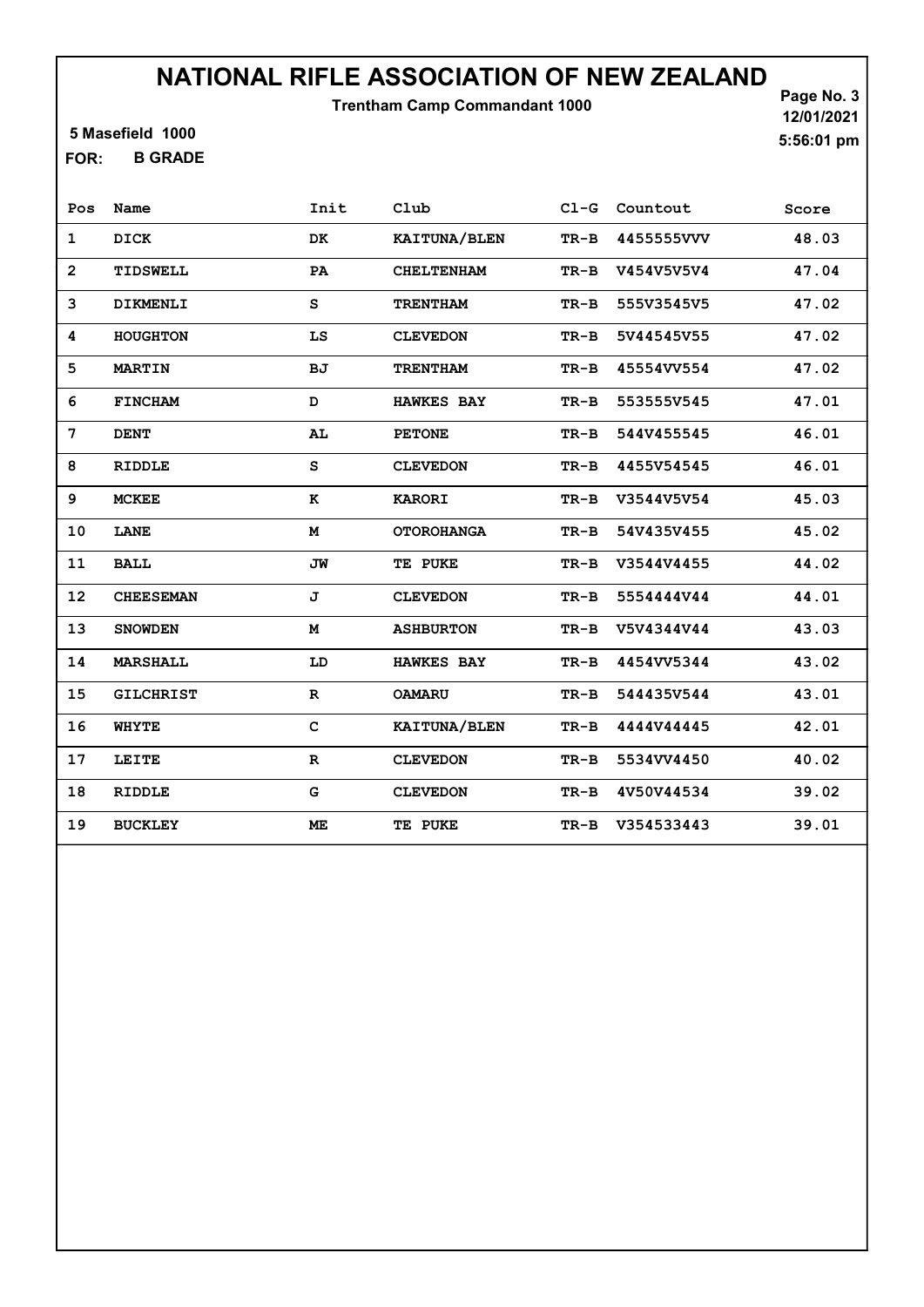# NATIONAL RIFLE ASSOCIATION OF NEW ZEALAND

**Trentham Camp Commandant 1000**

5 Masefield 1000

FOR: **B GRADE**

Page No. 3
12/01/2021
5:56:01 pm

| Pos | Name | Init | Club | Cl-G | Countout | Score |
|---|---|---|---|---|---|---|
| 1 | DICK | DK | KAITUNA/BLEN | TR-B | 4455555VVV | 48.03 |
| 2 | TIDSWELL | PA | CHELTENHAM | TR-B | V454V5V5V4 | 47.04 |
| 3 | DIKMENLI | S | TRENTHAM | TR-B | 555V3545V5 | 47.02 |
| 4 | HOUGHTON | LS | CLEVEDON | TR-B | 5V44545V55 | 47.02 |
| 5 | MARTIN | BJ | TRENTHAM | TR-B | 45554VV554 | 47.02 |
| 6 | FINCHAM | D | HAWKES BAY | TR-B | 553555V545 | 47.01 |
| 7 | DENT | AL | PETONE | TR-B | 544V455545 | 46.01 |
| 8 | RIDDLE | S | CLEVEDON | TR-B | 4455V54545 | 46.01 |
| 9 | MCKEE | K | KARORI | TR-B | V3544V5V54 | 45.03 |
| 10 | LANE | M | OTOROHANGA | TR-B | 54V435V455 | 45.02 |
| 11 | BALL | JW | TE PUKE | TR-B | V3544V4455 | 44.02 |
| 12 | CHEESEMAN | J | CLEVEDON | TR-B | 5554444V44 | 44.01 |
| 13 | SNOWDEN | M | ASHBURTON | TR-B | V5V4344V44 | 43.03 |
| 14 | MARSHALL | LD | HAWKES BAY | TR-B | 4454VV5344 | 43.02 |
| 15 | GILCHRIST | R | OAMARU | TR-B | 544435V544 | 43.01 |
| 16 | WHYTE | C | KAITUNA/BLEN | TR-B | 4444V44445 | 42.01 |
| 17 | LEITE | R | CLEVEDON | TR-B | 5534VV4450 | 40.02 |
| 18 | RIDDLE | G | CLEVEDON | TR-B | 4V50V44534 | 39.02 |
| 19 | BUCKLEY | ME | TE PUKE | TR-B | V354533443 | 39.01 |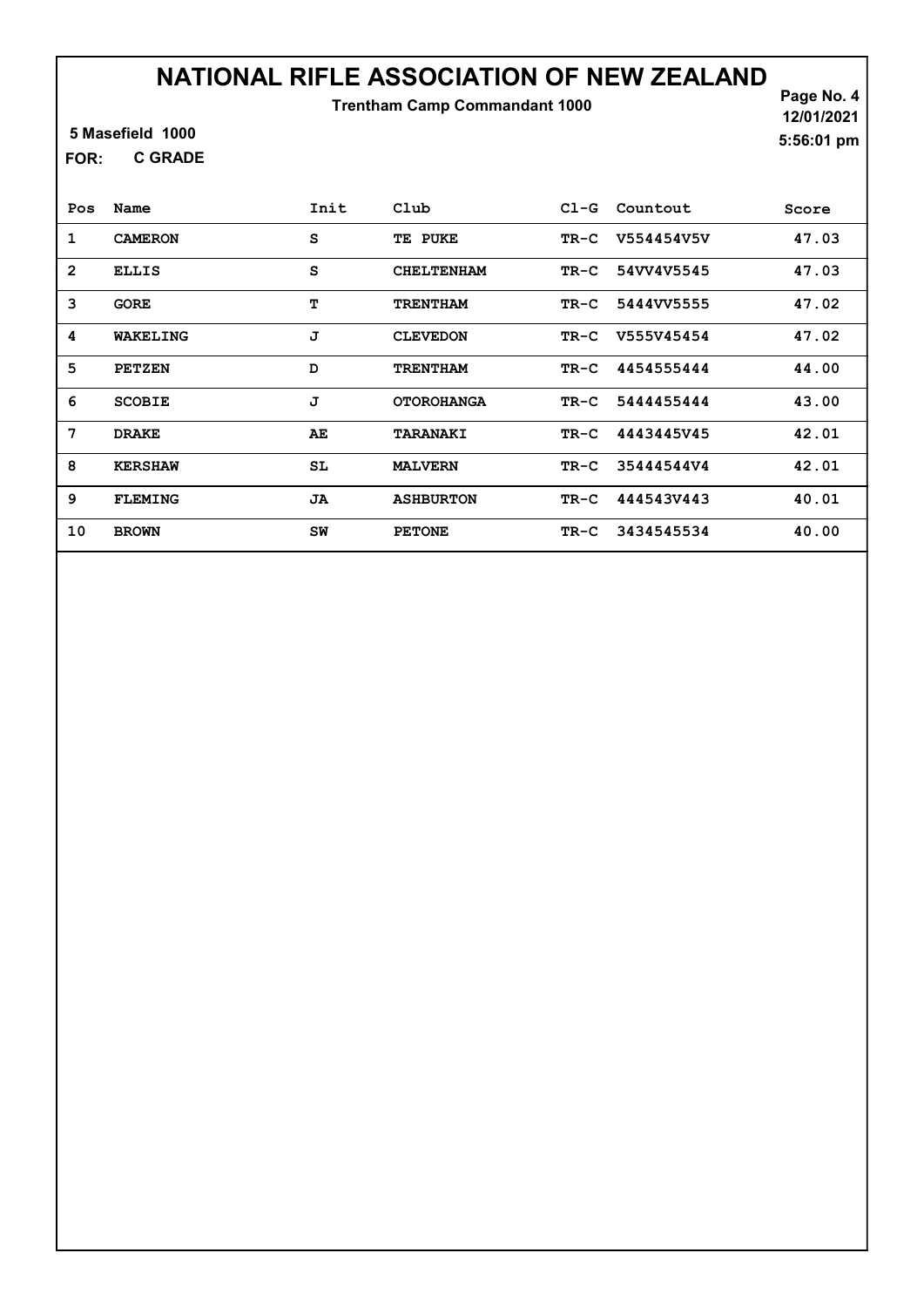# NATIONAL RIFLE ASSOCIATION OF NEW ZEALAND

**Trentham Camp Commandant 1000**

12/01/2021

5:56:01 pm

5 Masefield 1000

FOR: C GRADE

| Pos | Name | Init | Club | Cl-G | Countout | Score |
|---|---|---|---|---|---|---|
| 1 | CAMERON | S | TE PUKE | TR-C | V554454V5V | 47.03 |
| 2 | ELLIS | S | CHELTENHAM | TR-C | 54VV4V5545 | 47.03 |
| 3 | GORE | T | TRENTHAM | TR-C | 5444VV5555 | 47.02 |
| 4 | WAKELING | J | CLEVEDON | TR-C | V555V45454 | 47.02 |
| 5 | PETZEN | D | TRENTHAM | TR-C | 4454555444 | 44.00 |
| 6 | SCOBIE | J | OTOROHANGA | TR-C | 5444455444 | 43.00 |
| 7 | DRAKE | AE | TARANAKI | TR-C | 4443445V45 | 42.01 |
| 8 | KERSHAW | SL | MALVERN | TR-C | 35444544V4 | 42.01 |
| 9 | FLEMING | JA | ASHBURTON | TR-C | 444543V443 | 40.01 |
| 10 | BROWN | SW | PETONE | TR-C | 3434545534 | 40.00 |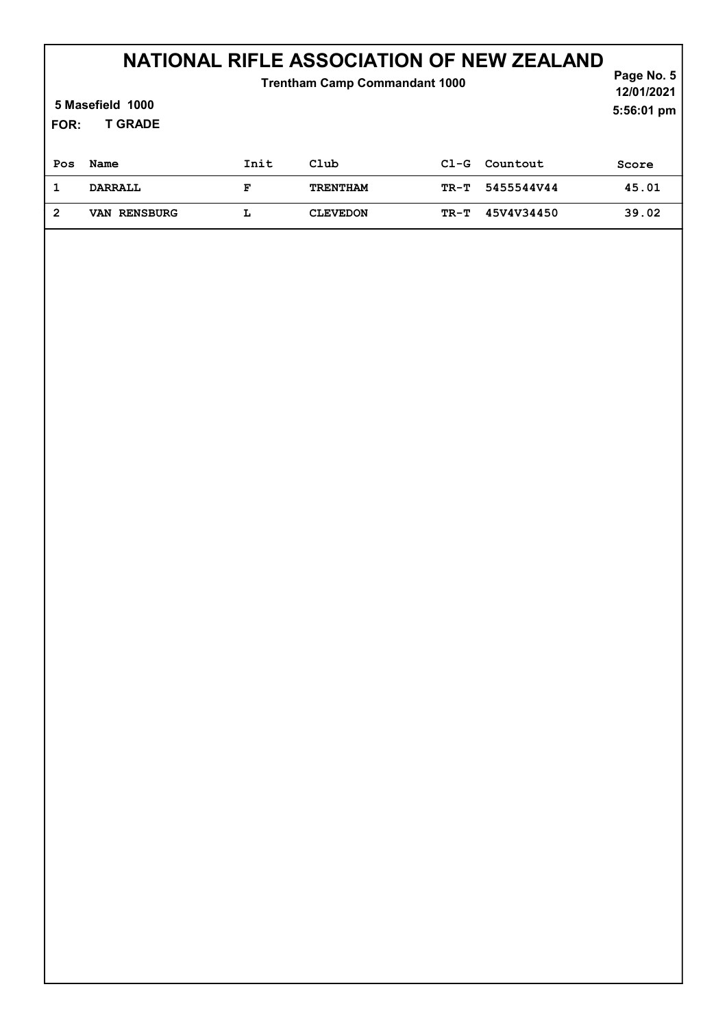# NATIONAL RIFLE ASSOCIATION OF NEW ZEALAND

**Trentham Camp Commandant 1000**

12/01/2021
5:56:01 pm

**5 Masefield 1000**

**FOR: T GRADE**

| Pos | Name | Init | Club | Cl-G | Countout | Score |
|---|---|---|---|---|---|---|
| 1 | DARRALL | F | TRENTHAM | TR-T | 5455544V44 | 45.01 |
| 2 | VAN RENSBURG | L | CLEVEDON | TR-T | 45V4V34450 | 39.02 |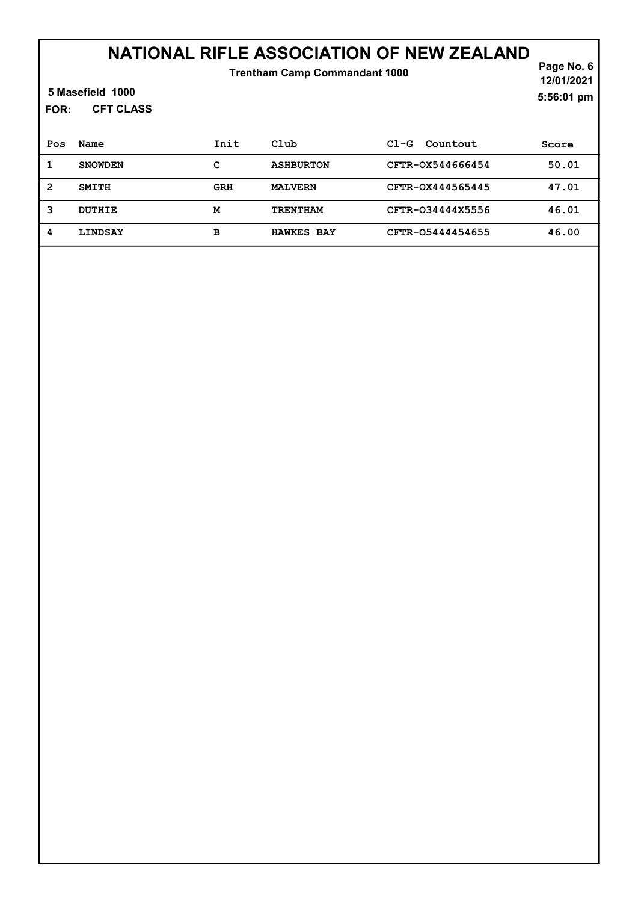# NATIONAL RIFLE ASSOCIATION OF NEW ZEALAND

**Trentham Camp Commandant 1000**

12/01/2021
5:56:01 pm

**5 Masefield 1000**

**FOR: CFT CLASS**

| Pos | Name | Init | Club | Cl-G Countout | Score |
|---|---|---|---|---|---|
| 1 | SNOWDEN | C | ASHBURTON | CFTR-OX544666454 | 50.01 |
| 2 | SMITH | GRH | MALVERN | CFTR-OX444565445 | 47.01 |
| 3 | DUTHIE | M | TRENTHAM | CFTR-O34444X5556 | 46.01 |
| 4 | LINDSAY | B | HAWKES BAY | CFTR-O5444454655 | 46.00 |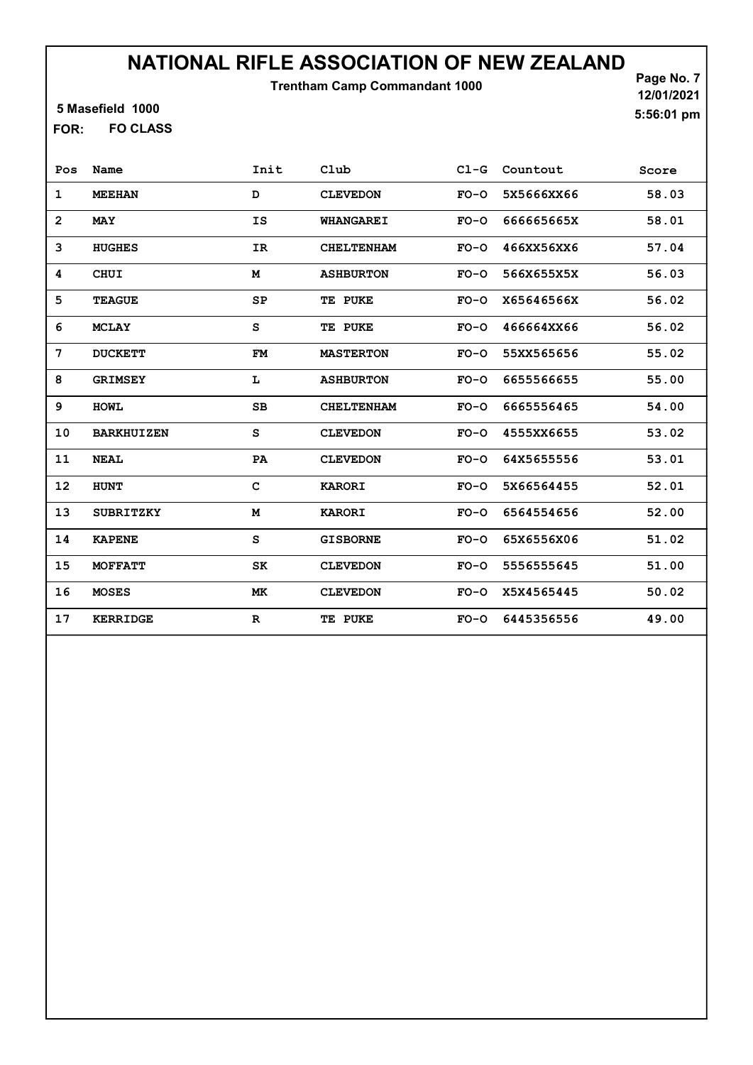# NATIONAL RIFLE ASSOCIATION OF NEW ZEALAND

**Trentham Camp Commandant 1000**

12/01/2021
5:56:01 pm

5 Masefield 1000

**FOR:** FO CLASS

| Pos | Name | Init | Club | Cl-G | Countout | Score |
|---|---|---|---|---|---|---|
| 1 | MEEHAN | D | CLEVEDON | FO-O | 5X5666XX66 | 58.03 |
| 2 | MAY | IS | WHANGAREI | FO-O | 666665665X | 58.01 |
| 3 | HUGHES | IR | CHELTENHAM | FO-O | 466XX56XX6 | 57.04 |
| 4 | CHUI | M | ASHBURTON | FO-O | 566X655X5X | 56.03 |
| 5 | TEAGUE | SP | TE PUKE | FO-O | X65646566X | 56.02 |
| 6 | MCLAY | S | TE PUKE | FO-O | 466664XX66 | 56.02 |
| 7 | DUCKETT | FM | MASTERTON | FO-O | 55XX565656 | 55.02 |
| 8 | GRIMSEY | L | ASHBURTON | FO-O | 6655566655 | 55.00 |
| 9 | HOWL | SB | CHELTENHAM | FO-O | 6665556465 | 54.00 |
| 10 | BARKHUIZEN | S | CLEVEDON | FO-O | 4555XX6655 | 53.02 |
| 11 | NEAL | PA | CLEVEDON | FO-O | 64X5655556 | 53.01 |
| 12 | HUNT | C | KARORI | FO-O | 5X66564455 | 52.01 |
| 13 | SUBRITZKY | M | KARORI | FO-O | 6564554656 | 52.00 |
| 14 | KAPENE | S | GISBORNE | FO-O | 65X6556X06 | 51.02 |
| 15 | MOFFATT | SK | CLEVEDON | FO-O | 5556555645 | 51.00 |
| 16 | MOSES | MK | CLEVEDON | FO-O | X5X4565445 | 50.02 |
| 17 | KERRIDGE | R | TE PUKE | FO-O | 6445356556 | 49.00 |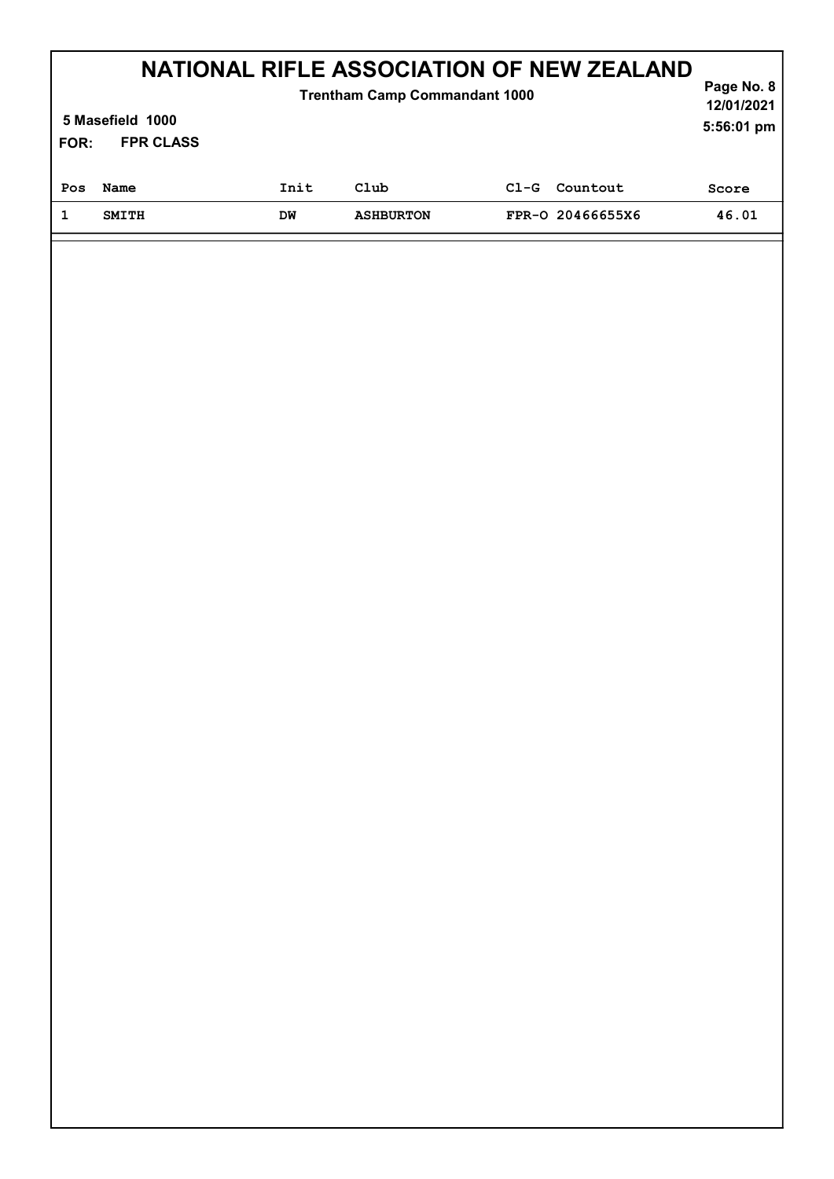# NATIONAL RIFLE ASSOCIATION OF NEW ZEALAND

**Trentham Camp Commandant 1000**

**5 Masefield 1000**

**FOR: FPR CLASS**

**12/01/2021**
**5:56:01 pm**

| Pos | Name | Init | Club | Cl-G | Countout | Score |
|---|---|---|---|---|---|---|
| 1 | SMITH | DW | ASHBURTON | FPR-O | 20466655X6 | 46.01 |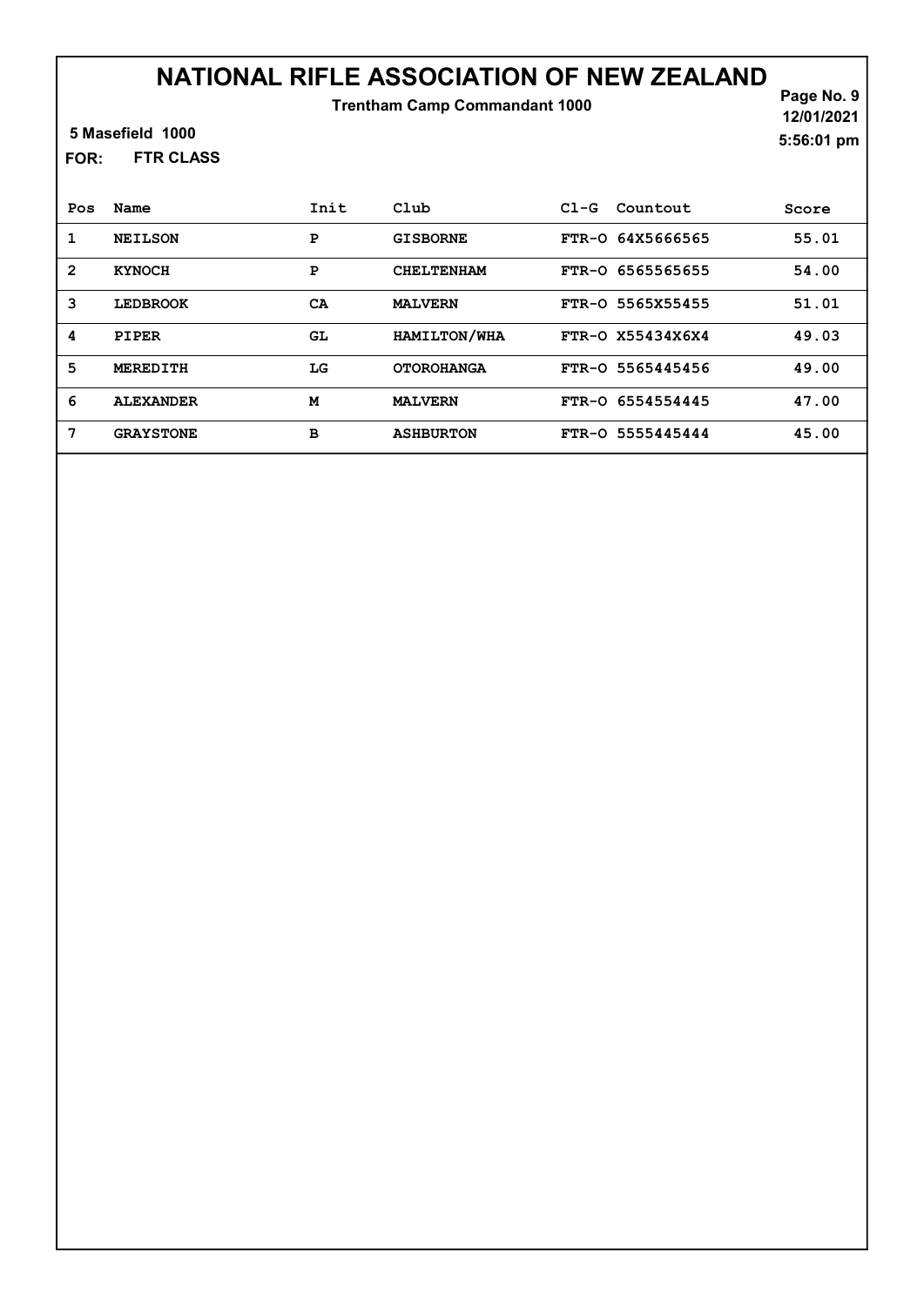# NATIONAL RIFLE ASSOCIATION OF NEW ZEALAND

**Trentham Camp Commandant 1000**

12/01/2021

5:56:01 pm

**5 Masefield 1000**

**FOR: FTR CLASS**

| Pos | Name | Init | Club | Cl-G | Countout | Score |
|---|---|---|---|---|---|---|
| 1 | NEILSON | P | GISBORNE | FTR-O | 64X5666565 | 55.01 |
| 2 | KYNOCH | P | CHELTENHAM | FTR-O | 6565565655 | 54.00 |
| 3 | LEDBROOK | CA | MALVERN | FTR-O | 5565X55455 | 51.01 |
| 4 | PIPER | GL | HAMILTON/WHA | FTR-O | X55434X6X4 | 49.03 |
| 5 | MEREDITH | LG | OTOROHANGA | FTR-O | 5565445456 | 49.00 |
| 6 | ALEXANDER | M | MALVERN | FTR-O | 6554554445 | 47.00 |
| 7 | GRAYSTONE | B | ASHBURTON | FTR-O | 5555445444 | 45.00 |